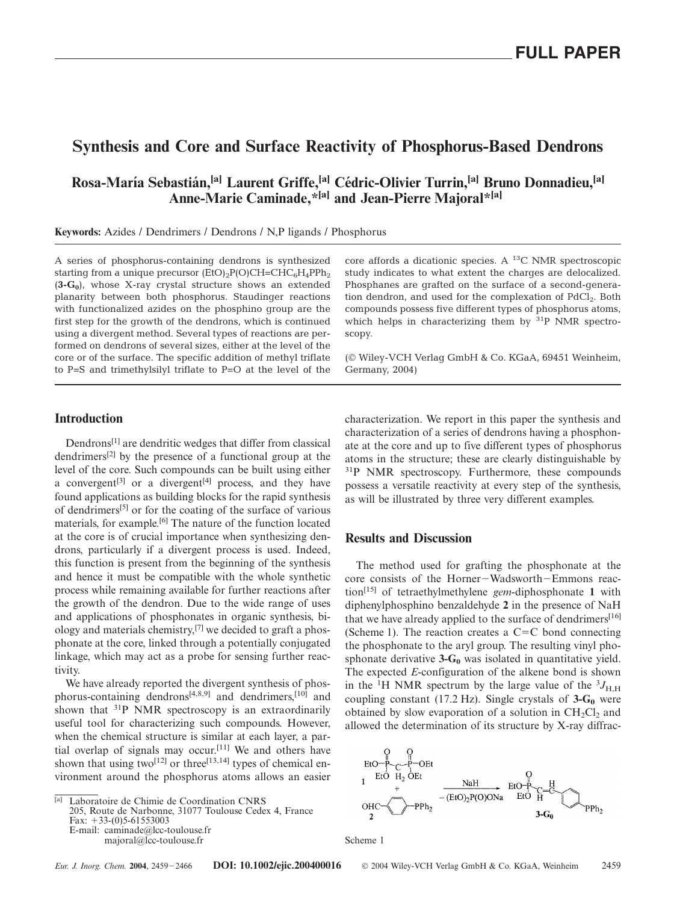FULL PAPER

# Synthesis and Core and Surface Reactivity of Phosphorus-Based Dendrons

**Rosa-María Sebastián,[a] Laurent Griffe,[a] Cédric-Olivier Turrin,[a] Bruno Donnadieu,[a] Anne-Marie Caminade,*[a] and Jean-Pierre Majoral*[a]**

**Keywords:** Azides / Dendrimers / Dendrons / N,P ligands / Phosphorus

A series of phosphorus-containing dendrons is synthesized starting from a unique precursor $(EtO)_2P(O)CH{=}CHC_6H_4PPh_2$ (**3-G$_0$**), whose X-ray crystal structure shows an extended planarity between both phosphorus. Staudinger reactions with functionalized azides on the phosphino group are the first step for the growth of the dendrons, which is continued using a divergent method. Several types of reactions are performed on dendrons of several sizes, either at the level of the core or of the surface. The specific addition of methyl triflate to P=S and trimethylsilyl triflate to P=O at the level of the core affords a dicationic species. A $^{13}$C NMR spectroscopic study indicates to what extent the charges are delocalized. Phosphanes are grafted on the surface of a second-generation dendron, and used for the complexation of $PdCl_2$. Both compounds possess five different types of phosphorus atoms, which helps in characterizing them by $^{31}$P NMR spectroscopy.

(© Wiley-VCH Verlag GmbH & Co. KGaA, 69451 Weinheim, Germany, 2004)

## Introduction

Dendrons[1] are dendritic wedges that differ from classical dendrimers[2] by the presence of a functional group at the level of the core. Such compounds can be built using either a convergent[3] or a divergent[4] process, and they have found applications as building blocks for the rapid synthesis of dendrimers[5] or for the coating of the surface of various materials, for example.[6] The nature of the function located at the core is of crucial importance when synthesizing dendrons, particularly if a divergent process is used. Indeed, this function is present from the beginning of the synthesis and hence it must be compatible with the whole synthetic process while remaining available for further reactions after the growth of the dendron. Due to the wide range of uses and applications of phosphonates in organic synthesis, biology and materials chemistry,[7] we decided to graft a phosphonate at the core, linked through a potentially conjugated linkage, which may act as a probe for sensing further reactivity.

We have already reported the divergent synthesis of phosphorus-containing dendrons[4,8,9] and dendrimers,[10] and shown that $^{31}$P NMR spectroscopy is an extraordinarily useful tool for characterizing such compounds. However, when the chemical structure is similar at each layer, a partial overlap of signals may occur.[11] We and others have shown that using two[12] or three[13,14] types of chemical environment around the phosphorus atoms allows an easier characterization. We report in this paper the synthesis and characterization of a series of dendrons having a phosphonate at the core and up to five different types of phosphorus atoms in the structure; these are clearly distinguishable by $^{31}$P NMR spectroscopy. Furthermore, these compounds possess a versatile reactivity at every step of the synthesis, as will be illustrated by three very different examples.

## Results and Discussion

The method used for grafting the phosphonate at the core consists of the Horner−Wadsworth−Emmons reaction[15] of tetraethylmethylene *gem*-diphosphonate **1** with diphenylphosphino benzaldehyde **2** in the presence of NaH that we have already applied to the surface of dendrimers[16] (Scheme 1). The reaction creates a C=C bond connecting the phosphonate to the aryl group. The resulting vinyl phosphonate derivative **3-G$_0$** was isolated in quantitative yield. The expected *E*-configuration of the alkene bond is shown in the $^1$H NMR spectrum by the large value of the $^3J_{H,H}$ coupling constant (17.2 Hz). Single crystals of **3-G$_0$** were obtained by slow evaporation of a solution in $CH_2Cl_2$ and allowed the determination of its structure by X-ray diffrac-

Scheme 1

[a] Laboratoire de Chimie de Coordination CNRS
205, Route de Narbonne, 31077 Toulouse Cedex 4, France
Fax: +33-(0)5-61553003
E-mail: caminade@lcc-toulouse.fr
majoral@lcc-toulouse.fr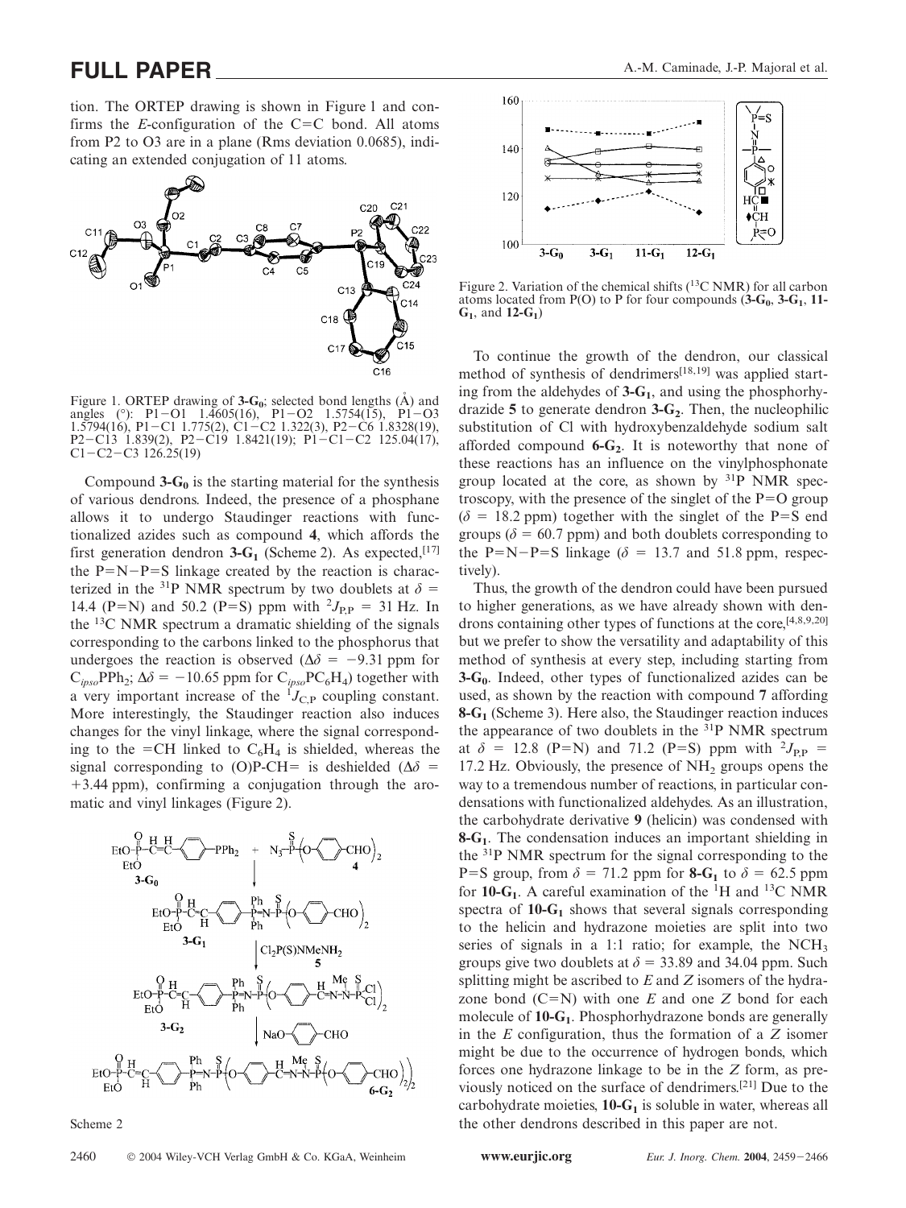tion. The ORTEP drawing is shown in Figure 1 and confirms the *E*-configuration of the C=C bond. All atoms from P2 to O3 are in a plane (Rms deviation 0.0685), indicating an extended conjugation of 11 atoms.

Figure 1. ORTEP drawing of **3-G₀**; selected bond lengths (Å) and angles (°): P1−O1 1.4605(16), P1−O2 1.5754(15), P1−O3 1.5794(16), P1−C1 1.775(2), C1−C2 1.322(3), P2−C6 1.8328(19), P2−C13 1.839(2), P2−C19 1.8421(19); P1−C1−C2 125.04(17), C1−C2−C3 126.25(19)

Compound **3-G$_0$** is the starting material for the synthesis of various dendrons. Indeed, the presence of a phosphane allows it to undergo Staudinger reactions with functionalized azides such as compound **4**, which affords the first generation dendron **3-G$_1$** (Scheme 2). As expected,[17] the P=N−P=S linkage created by the reaction is characterized in the $^{31}$P NMR spectrum by two doublets at $\delta$ = 14.4 (P=N) and 50.2 (P=S) ppm with $^2J_{P,P}$ = 31 Hz. In the $^{13}$C NMR spectrum a dramatic shielding of the signals corresponding to the carbons linked to the phosphorus that undergoes the reaction is observed ($\Delta\delta$ = −9.31 ppm for $C_{ipso}PPh_2$; $\Delta\delta$ = −10.65 ppm for $C_{ipso}PC_6H_4$) together with a very important increase of the $^1J_{C,P}$ coupling constant. More interestingly, the Staudinger reaction also induces changes for the vinyl linkage, where the signal corresponding to the =CH linked to $C_6H_4$ is shielded, whereas the signal corresponding to (O)P-CH= is deshielded ($\Delta\delta$ = +3.44 ppm), confirming a conjugation through the aromatic and vinyl linkages (Figure 2).

Scheme 2

Figure 2. Variation of the chemical shifts ($^{13}$C NMR) for all carbon atoms located from P(O) to P for four compounds (**3-G$_0$**, **3-G$_1$**, **11-G$_1$**, and **12-G$_1$**)

To continue the growth of the dendron, our classical method of synthesis of dendrimers[18,19] was applied starting from the aldehydes of **3-G$_1$**, and using the phosphorhydrazide **5** to generate dendron **3-G$_2$**. Then, the nucleophilic substitution of Cl with hydroxybenzaldehyde sodium salt afforded compound **6-G$_2$**. It is noteworthy that none of these reactions has an influence on the vinylphosphonate group located at the core, as shown by $^{31}$P NMR spectroscopy, with the presence of the singlet of the P=O group ($\delta$ = 18.2 ppm) together with the singlet of the P=S end groups ($\delta$ = 60.7 ppm) and both doublets corresponding to the P=N−P=S linkage ($\delta$ = 13.7 and 51.8 ppm, respectively).

Thus, the growth of the dendron could have been pursued to higher generations, as we have already shown with dendrons containing other types of functions at the core,[4,8,9,20] but we prefer to show the versatility and adaptability of this method of synthesis at every step, including starting from **3-G$_0$**. Indeed, other types of functionalized azides can be used, as shown by the reaction with compound **7** affording **8-G$_1$** (Scheme 3). Here also, the Staudinger reaction induces the appearance of two doublets in the $^{31}$P NMR spectrum at $\delta$ = 12.8 (P=N) and 71.2 (P=S) ppm with $^2J_{P,P}$ = 17.2 Hz. Obviously, the presence of $NH_2$ groups opens the way to a tremendous number of reactions, in particular condensations with functionalized aldehydes. As an illustration, the carbohydrate derivative **9** (helicin) was condensed with **8-G$_1$**. The condensation induces an important shielding in the $^{31}$P NMR spectrum for the signal corresponding to the P=S group, from $\delta$ = 71.2 ppm for **8-G$_1$** to $\delta$ = 62.5 ppm for **10-G$_1$**. A careful examination of the $^1$H and $^{13}$C NMR spectra of **10-G$_1$** shows that several signals corresponding to the helicin and hydrazone moieties are split into two series of signals in a 1:1 ratio; for example, the $NCH_3$ groups give two doublets at $\delta$ = 33.89 and 34.04 ppm. Such splitting might be ascribed to *E* and *Z* isomers of the hydrazone bond (C=N) with one *E* and one *Z* bond for each molecule of **10-G$_1$**. Phosphorhydrazone bonds are generally in the *E* configuration, thus the formation of a *Z* isomer might be due to the occurrence of hydrogen bonds, which forces one hydrazone linkage to be in the *Z* form, as previously noticed on the surface of dendrimers.[21] Due to the carbohydrate moieties, **10-G$_1$** is soluble in water, whereas all the other dendrons described in this paper are not.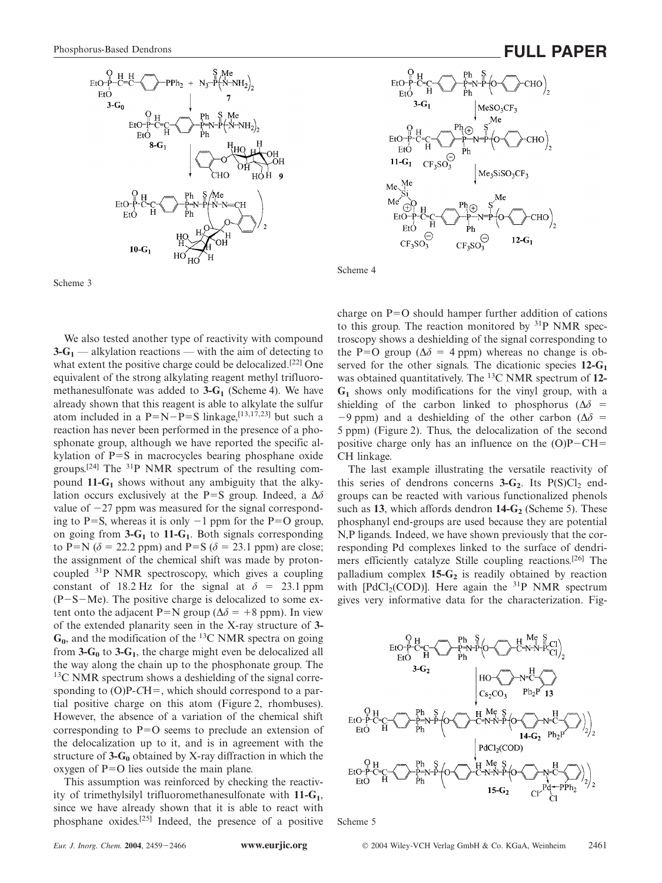Scheme 3

Scheme 4

We also tested another type of reactivity with compound **3-G$_1$** — alkylation reactions — with the aim of detecting to what extent the positive charge could be delocalized.[22] One equivalent of the strong alkylating reagent methyl trifluoromethanesulfonate was added to **3-G$_1$** (Scheme 4). We have already shown that this reagent is able to alkylate the sulfur atom included in a P=N−P=S linkage,[13,17,23] but such a reaction has never been performed in the presence of a phosphonate group, although we have reported the specific alkylation of P=S in macrocycles bearing phosphane oxide groups.[24] The $^{31}$P NMR spectrum of the resulting compound **11-G$_1$** shows without any ambiguity that the alkylation occurs exclusively at the P=S group. Indeed, a $\Delta\delta$ value of −27 ppm was measured for the signal corresponding to P=S, whereas it is only −1 ppm for the P=O group, on going from **3-G$_1$** to **11-G$_1$**. Both signals corresponding to P=N ($\delta$ = 22.2 ppm) and P=S ($\delta$ = 23.1 ppm) are close; the assignment of the chemical shift was made by proton-coupled $^{31}$P NMR spectroscopy, which gives a coupling constant of 18.2 Hz for the signal at $\delta$ = 23.1 ppm (P−S−Me). The positive charge is delocalized to some extent onto the adjacent P=N group ($\Delta\delta$ = +8 ppm). In view of the extended planarity seen in the X-ray structure of **3-G$_0$**, and the modification of the $^{13}$C NMR spectra on going from **3-G$_0$** to **3-G$_1$**, the charge might even be delocalized all the way along the chain up to the phosphonate group. The $^{13}$C NMR spectrum shows a deshielding of the signal corresponding to (O)P-*C*H=, which should correspond to a partial positive charge on this atom (Figure 2, rhombuses). However, the absence of a variation of the chemical shift corresponding to P=O seems to preclude an extension of the delocalization up to it, and is in agreement with the structure of **3-G$_0$** obtained by X-ray diffraction in which the oxygen of P=O lies outside the main plane.

This assumption was reinforced by checking the reactivity of trimethylsilyl trifluoromethanesulfonate with **11-G$_1$**, since we have already shown that it is able to react with phosphane oxides.[25] Indeed, the presence of a positive charge on P=O should hamper further addition of cations to this group. The reaction monitored by $^{31}$P NMR spectroscopy shows a deshielding of the signal corresponding to the P=O group ($\Delta\delta$ = 4 ppm) whereas no change is observed for the other signals. The dicationic species **12-G$_1$** was obtained quantitatively. The $^{13}$C NMR spectrum of **12-G$_1$** shows only modifications for the vinyl group, with a shielding of the carbon linked to phosphorus ($\Delta\delta$ = −9 ppm) and a deshielding of the other carbon ($\Delta\delta$ = 5 ppm) (Figure 2). Thus, the delocalization of the second positive charge only has an influence on the (O)P−CH=CH linkage.

The last example illustrating the versatile reactivity of this series of dendrons concerns **3-G$_2$**. Its P(S)Cl$_2$ end-groups can be reacted with various functionalized phenols such as **13**, which affords dendron **14-G$_2$** (Scheme 5). These phosphanyl end-groups are used because they are potential N,P ligands. Indeed, we have shown previously that the corresponding Pd complexes linked to the surface of dendrimers efficiently catalyze Stille coupling reactions.[26] The palladium complex **15-G$_2$** is readily obtained by reaction with [PdCl$_2$(COD)]. Here again the $^{31}$P NMR spectrum gives very informative data for the characterization. Fig-

Scheme 5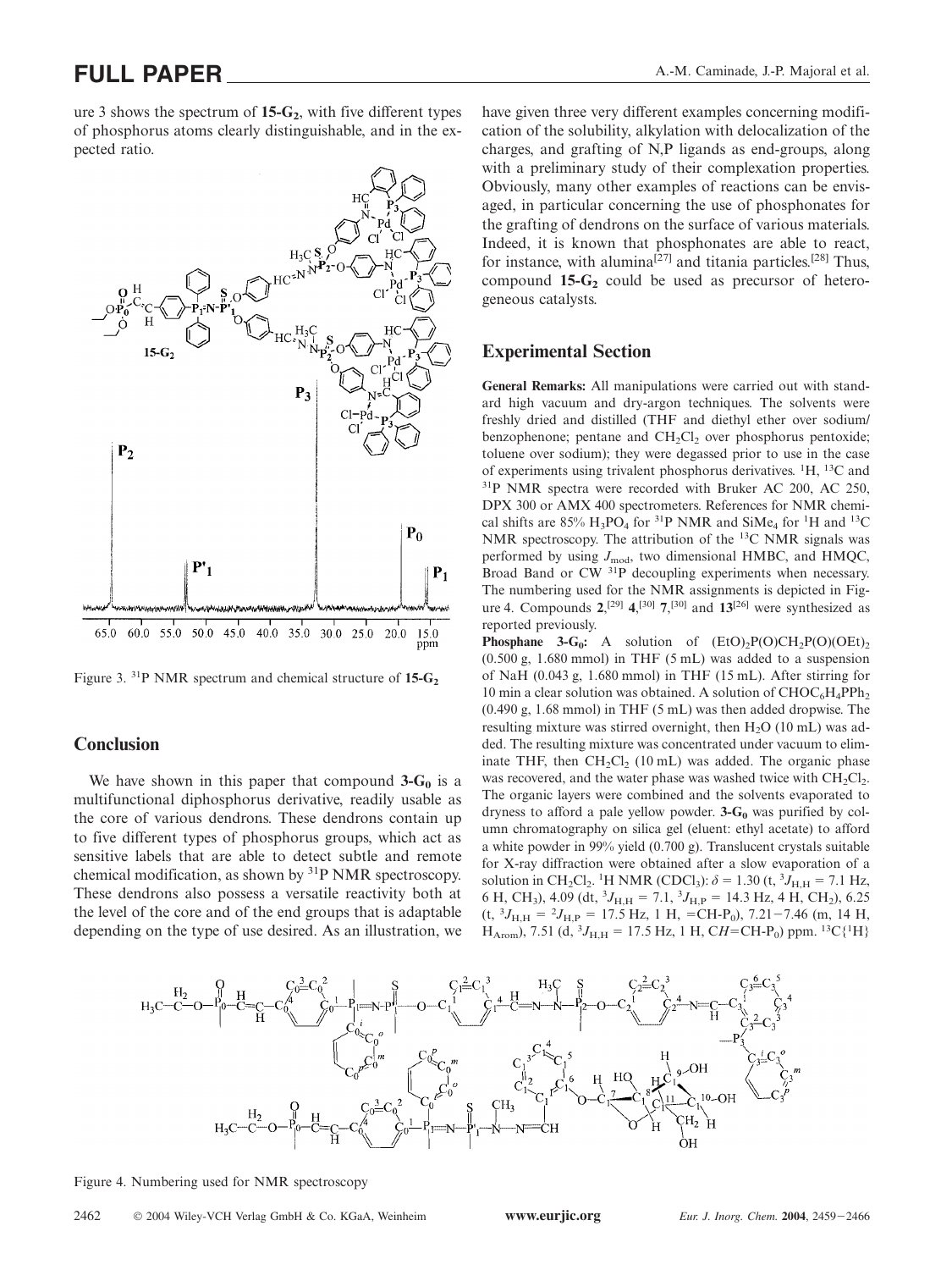ure 3 shows the spectrum of **15-G$_2$**, with five different types of phosphorus atoms clearly distinguishable, and in the expected ratio.

Figure 3. $^{31}$P NMR spectrum and chemical structure of **15-G$_2$**

## Conclusion

We have shown in this paper that compound **3-G$_0$** is a multifunctional diphosphorus derivative, readily usable as the core of various dendrons. These dendrons contain up to five different types of phosphorus groups, which act as sensitive labels that are able to detect subtle and remote chemical modification, as shown by $^{31}$P NMR spectroscopy. These dendrons also possess a versatile reactivity both at the level of the core and of the end groups that is adaptable depending on the type of use desired. As an illustration, we have given three very different examples concerning modification of the solubility, alkylation with delocalization of the charges, and grafting of N,P ligands as end-groups, along with a preliminary study of their complexation properties. Obviously, many other examples of reactions can be envisaged, in particular concerning the use of phosphonates for the grafting of dendrons on the surface of various materials. Indeed, it is known that phosphonates are able to react, for instance, with alumina[27] and titania particles.[28] Thus, compound **15-G$_2$** could be used as precursor of heterogeneous catalysts.

## Experimental Section

**General Remarks:** All manipulations were carried out with standard high vacuum and dry-argon techniques. The solvents were freshly dried and distilled (THF and diethyl ether over sodium/benzophenone; pentane and $CH_2Cl_2$ over phosphorus pentoxide; toluene over sodium); they were degassed prior to use in the case of experiments using trivalent phosphorus derivatives. $^1$H, $^{13}$C and $^{31}$P NMR spectra were recorded with Bruker AC 200, AC 250, DPX 300 or AMX 400 spectrometers. References for NMR chemical shifts are 85% $H_3PO_4$ for $^{31}$P NMR and $SiMe_4$ for $^1$H and $^{13}$C NMR spectroscopy. The attribution of the $^{13}$C NMR signals was performed by using $J_{mod}$, two dimensional HMBC, and HMQC, Broad Band or CW $^{31}$P decoupling experiments when necessary. The numbering used for the NMR assignments is depicted in Figure 4. Compounds **2**,[29] **4**,[30] **7**,[30] and **13**[26] were synthesized as reported previously.

**Phosphane 3-G$_0$:** A solution of $(EtO)_2P(O)CH_2P(O)(OEt)_2$ (0.500 g, 1.680 mmol) in THF (5 mL) was added to a suspension of NaH (0.043 g, 1.680 mmol) in THF (15 mL). After stirring for 10 min a clear solution was obtained. A solution of $CHOC_6H_4PPh_2$ (0.490 g, 1.68 mmol) in THF (5 mL) was then added dropwise. The resulting mixture was stirred overnight, then $H_2O$ (10 mL) was added. The resulting mixture was concentrated under vacuum to eliminate THF, then $CH_2Cl_2$ (10 mL) was added. The organic phase was recovered, and the water phase was washed twice with $CH_2Cl_2$. The organic layers were combined and the solvents evaporated to dryness to afford a pale yellow powder. **3-G$_0$** was purified by column chromatography on silica gel (eluent: ethyl acetate) to afford a white powder in 99% yield (0.700 g). Translucent crystals suitable for X-ray diffraction were obtained after a slow evaporation of a solution in $CH_2Cl_2$. $^1$H NMR ($CDCl_3$): $\delta$ = 1.30 (t, $^3J_{H,H}$ = 7.1 Hz, 6 H, $CH_3$), 4.09 (dt, $^3J_{H,H}$ = 7.1, $^3J_{H,P}$ = 14.3 Hz, 4 H, $CH_2$), 6.25 (t, $^3J_{H,H}$ = $^2J_{H,P}$ = 17.5 Hz, 1 H, =CH-P$_0$), 7.21−7.46 (m, 14 H, $H_{Arom}$), 7.51 (d, $^3J_{H,H}$ = 17.5 Hz, 1 H, C*H*=CH-P$_0$) ppm. $^{13}$C{$^1$H}

Figure 4. Numbering used for NMR spectroscopy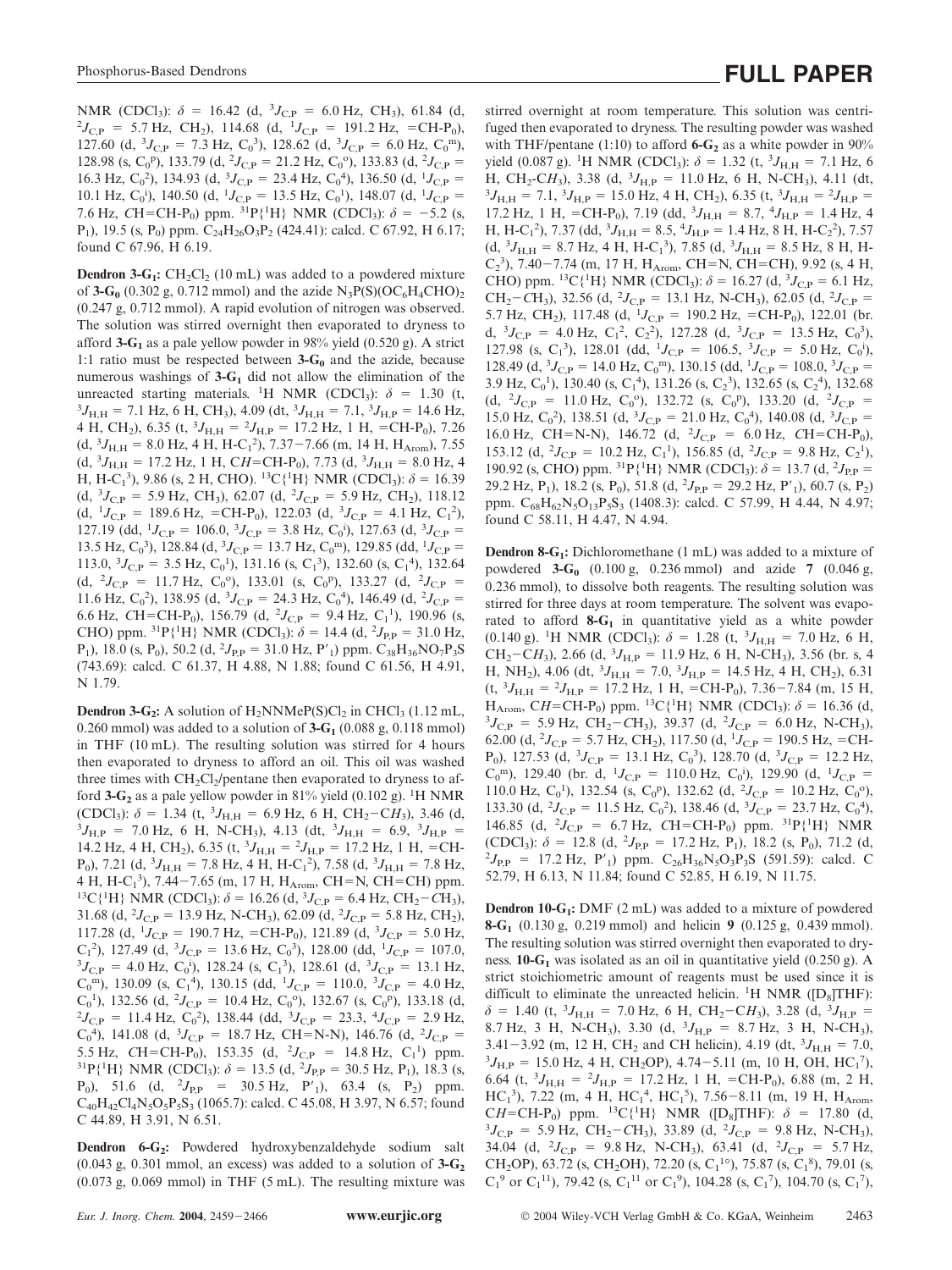NMR ($CDCl_3$): δ = 16.42 (d, $^3J_{C,P}$ = 6.0 Hz, $CH_3$), 61.84 (d, $^2J_{C,P}$ = 5.7 Hz, $CH_2$), 114.68 (d, $^1J_{C,P}$ = 191.2 Hz, =CH-$P_0$), 127.60 (d, $^3J_{C,P}$ = 7.3 Hz, $C_0^3$), 128.62 (d, $^3J_{C,P}$ = 6.0 Hz, $C_0^m$), 128.98 (s, $C_0^p$), 133.79 (d, $^2J_{C,P}$ = 21.2 Hz, $C_0^o$), 133.83 (d, $^2J_{C,P}$ = 16.3 Hz, $C_0^2$), 134.93 (d, $^3J_{C,P}$ = 23.4 Hz, $C_0^4$), 136.50 (d, $^1J_{C,P}$ = 10.1 Hz, $C_0^i$), 140.50 (d, $^1J_{C,P}$ = 13.5 Hz, $C_0^1$), 148.07 (d, $^1J_{C,P}$ = 7.6 Hz, CH=CH-$P_0$) ppm. $^{31}P\{^1H\}$ NMR ($CDCl_3$): δ = −5.2 (s, $P_1$), 19.5 (s, $P_0$) ppm. $C_{24}H_{26}O_3P_2$ (424.41): calcd. C 67.92, H 6.17; found C 67.96, H 6.19.

**Dendron 3-G$_1$:** $CH_2Cl_2$ (10 mL) was added to a powdered mixture of **3-G$_0$** (0.302 g, 0.712 mmol) and the azide $N_3P(S)(OC_6H_4CHO)_2$ (0.247 g, 0.712 mmol). A rapid evolution of nitrogen was observed. The solution was stirred overnight then evaporated to dryness to afford **3-G$_1$** as a pale yellow powder in 98% yield (0.520 g). A strict 1:1 ratio must be respected between **3-G$_0$** and the azide, because numerous washings of **3-G$_1$** did not allow the elimination of the unreacted starting materials. $^1H$ NMR ($CDCl_3$): δ = 1.30 (t, $^3J_{H,H}$ = 7.1 Hz, 6 H, $CH_3$), 4.09 (dt, $^3J_{H,H}$ = 7.1, $^3J_{H,P}$ = 14.6 Hz, 4 H, $CH_2$), 6.35 (t, $^3J_{H,H}$ = $^2J_{H,P}$ = 17.2 Hz, 1 H, =CH-$P_0$), 7.26 (d, $^3J_{H,H}$ = 8.0 Hz, 4 H, H-$C_1^2$), 7.37−7.66 (m, 14 H, $H_{Arom}$), 7.55 (d, $^3J_{H,H}$ = 17.2 Hz, 1 H, CH=CH-$P_0$), 7.73 (d, $^3J_{H,H}$ = 8.0 Hz, 4 H, H-$C_1^3$), 9.86 (s, 2 H, CHO). $^{13}C\{^1H\}$ NMR ($CDCl_3$): δ = 16.39 (d, $^3J_{C,P}$ = 5.9 Hz, $CH_3$), 62.07 (d, $^2J_{C,P}$ = 5.9 Hz, $CH_2$), 118.12 (d, $^1J_{C,P}$ = 189.6 Hz, =CH-$P_0$), 122.03 (d, $^3J_{C,P}$ = 4.1 Hz, $C_1^2$), 127.19 (dd, $^1J_{C,P}$ = 106.0, $^3J_{C,P}$ = 3.8 Hz, $C_0^i$), 127.63 (d, $^3J_{C,P}$ = 13.5 Hz, $C_0^3$), 128.84 (d, $^3J_{C,P}$ = 13.7 Hz, $C_0^m$), 129.85 (dd, $^1J_{C,P}$ = 113.0, $^3J_{C,P}$ = 3.5 Hz, $C_0^1$), 131.16 (s, $C_1^3$), 132.60 (s, $C_1^4$), 132.64 (d, $^2J_{C,P}$ = 11.7 Hz, $C_0^o$), 133.01 (s, $C_0^p$), 133.27 (d, $^2J_{C,P}$ = 11.6 Hz, $C_0^2$), 138.95 (d, $^3J_{C,P}$ = 24.3 Hz, $C_0^4$), 146.49 (d, $^2J_{C,P}$ = 6.6 Hz, CH=CH-$P_0$), 156.79 (d, $^2J_{C,P}$ = 9.4 Hz, $C_1^1$), 190.96 (s, CHO) ppm. $^{31}P\{^1H\}$ NMR ($CDCl_3$): δ = 14.4 (d, $^2J_{P,P}$ = 31.0 Hz, $P_1$), 18.0 (s, $P_0$), 50.2 (d, $^2J_{P,P}$ = 31.0 Hz, $P'_1$) ppm. $C_{38}H_{36}NO_7P_3S$ (743.69): calcd. C 61.37, H 4.88, N 1.88; found C 61.56, H 4.91, N 1.79.

**Dendron 3-G$_2$:** A solution of $H_2NNMeP(S)Cl_2$ in $CHCl_3$ (1.12 mL, 0.260 mmol) was added to a solution of **3-G$_1$** (0.088 g, 0.118 mmol) in THF (10 mL). The resulting solution was stirred for 4 hours then evaporated to dryness to afford an oil. This oil was washed three times with $CH_2Cl_2$/pentane then evaporated to dryness to afford **3-G$_2$** as a pale yellow powder in 81% yield (0.102 g). $^1H$ NMR ($CDCl_3$): δ = 1.34 (t, $^3J_{H,H}$ = 6.9 Hz, 6 H, $CH_2-CH_3$), 3.46 (d, $^3J_{H,P}$ = 7.0 Hz, 6 H, N-$CH_3$), 4.13 (dt, $^3J_{H,H}$ = 6.9, $^3J_{H,P}$ = 14.2 Hz, 4 H, $CH_2$), 6.35 (t, $^3J_{H,H}$ = $^2J_{H,P}$ = 17.2 Hz, 1 H, =CH-$P_0$), 7.21 (d, $^3J_{H,H}$ = 7.8 Hz, 4 H, H-$C_1^2$), 7.58 (d, $^3J_{H,H}$ = 7.8 Hz, 4 H, H-$C_1^3$), 7.44−7.65 (m, 17 H, $H_{Arom}$, CH=N, CH=CH) ppm. $^{13}C\{^1H\}$ NMR ($CDCl_3$): δ = 16.26 (d, $^3J_{C,P}$ = 6.4 Hz, $CH_2-CH_3$), 31.68 (d, $^2J_{C,P}$ = 13.9 Hz, N-$CH_3$), 62.09 (d, $^2J_{C,P}$ = 5.8 Hz, $CH_2$), 117.28 (d, $^1J_{C,P}$ = 190.7 Hz, =CH-$P_0$), 121.89 (d, $^3J_{C,P}$ = 5.0 Hz, $C_1^2$), 127.49 (d, $^3J_{C,P}$ = 13.6 Hz, $C_0^3$), 128.00 (dd, $^1J_{C,P}$ = 107.0, $^3J_{C,P}$ = 4.0 Hz, $C_0^i$), 128.24 (s, $C_1^3$), 128.61 (d, $^3J_{C,P}$ = 13.1 Hz, $C_0^m$), 130.09 (s, $C_1^4$), 130.15 (dd, $^1J_{C,P}$ = 110.0, $^3J_{C,P}$ = 4.0 Hz, $C_0^1$), 132.56 (d, $^2J_{C,P}$ = 10.4 Hz, $C_0^o$), 132.67 (s, $C_0^p$), 133.18 (d, $^2J_{C,P}$ = 11.4 Hz, $C_0^2$), 138.44 (dd, $^3J_{C,P}$ = 23.3, $^4J_{C,P}$ = 2.9 Hz, $C_0^4$), 141.08 (d, $^3J_{C,P}$ = 18.7 Hz, CH=N-N), 146.76 (d, $^2J_{C,P}$ = 5.5 Hz, CH=CH-$P_0$), 153.35 (d, $^2J_{C,P}$ = 14.8 Hz, $C_1^1$) ppm. $^{31}P\{^1H\}$ NMR ($CDCl_3$): δ = 13.5 (d, $^2J_{P,P}$ = 30.5 Hz, $P_1$), 18.3 (s, $P_0$), 51.6 (d, $^2J_{P,P}$ = 30.5 Hz, $P'_1$), 63.4 (s, $P_2$) ppm. $C_{40}H_{42}Cl_4N_5O_5P_5S_3$ (1065.7): calcd. C 45.08, H 3.97, N 6.57; found C 44.89, H 3.91, N 6.51.

**Dendron 6-G$_2$:** Powdered hydroxybenzaldehyde sodium salt (0.043 g, 0.301 mmol, an excess) was added to a solution of **3-G$_2$** (0.073 g, 0.069 mmol) in THF (5 mL). The resulting mixture was stirred overnight at room temperature. This solution was centrifuged then evaporated to dryness. The resulting powder was washed with THF/pentane (1:10) to afford **6-G$_2$** as a white powder in 90% yield (0.087 g). $^1H$ NMR ($CDCl_3$): δ = 1.32 (t, $^3J_{H,H}$ = 7.1 Hz, 6 H, $CH_2$-$CH_3$), 3.38 (d, $^3J_{H,P}$ = 11.0 Hz, 6 H, N-$CH_3$), 4.11 (dt, $^3J_{H,H}$ = 7.1, $^3J_{H,P}$ = 15.0 Hz, 4 H, $CH_2$), 6.35 (t, $^3J_{H,H}$ = $^2J_{H,P}$ = 17.2 Hz, 1 H, =CH-$P_0$), 7.19 (dd, $^3J_{H,H}$ = 8.7, $^4J_{H,P}$ = 1.4 Hz, 4 H, H-$C_1^2$), 7.37 (dd, $^3J_{H,H}$ = 8.5, $^4J_{H,P}$ = 1.4 Hz, 8 H, H-$C_2^2$), 7.57 (d, $^3J_{H,H}$ = 8.7 Hz, 4 H, H-$C_1^3$), 7.85 (d, $^3J_{H,H}$ = 8.5 Hz, 8 H, H-$C_2^3$), 7.40−7.74 (m, 17 H, $H_{Arom}$, CH=N, CH=CH), 9.92 (s, 4 H, CHO) ppm. $^{13}C\{^1H\}$ NMR ($CDCl_3$): δ = 16.27 (d, $^3J_{C,P}$ = 6.1 Hz, $CH_2-CH_3$), 32.56 (d, $^2J_{C,P}$ = 13.1 Hz, N-$CH_3$), 62.05 (d, $^2J_{C,P}$ = 5.7 Hz, $CH_2$), 117.48 (d, $^1J_{C,P}$ = 190.2 Hz, =CH-$P_0$), 122.01 (br. d, $^3J_{C,P}$ = 4.0 Hz, $C_1^2$, $C_2^2$), 127.28 (d, $^3J_{C,P}$ = 13.5 Hz, $C_0^3$), 127.98 (s, $C_1^3$), 128.01 (dd, $^1J_{C,P}$ = 106.5, $^3J_{C,P}$ = 5.0 Hz, $C_0^i$), 128.49 (d, $^3J_{C,P}$ = 14.0 Hz, $C_0^m$), 130.15 (dd, $^1J_{C,P}$ = 108.0, $^3J_{C,P}$ = 3.9 Hz, $C_0^1$), 130.40 (s, $C_1^4$), 131.26 (s, $C_2^3$), 132.65 (s, $C_2^4$), 132.68 (d, $^2J_{C,P}$ = 11.0 Hz, $C_0^o$), 132.72 (s, $C_0^p$), 133.20 (d, $^2J_{C,P}$ = 15.0 Hz, $C_0^2$), 138.51 (d, $^3J_{C,P}$ = 21.0 Hz, $C_0^4$), 140.08 (d, $^3J_{C,P}$ = 16.0 Hz, CH=N-N), 146.72 (d, $^2J_{C,P}$ = 6.0 Hz, CH=CH-$P_0$), 153.12 (d, $^2J_{C,P}$ = 10.2 Hz, $C_1^1$), 156.85 (d, $^2J_{C,P}$ = 9.8 Hz, $C_2^1$), 190.92 (s, CHO) ppm. $^{31}P\{^1H\}$ NMR ($CDCl_3$): δ = 13.7 (d, $^2J_{P,P}$ = 29.2 Hz, $P_1$), 18.2 (s, $P_0$), 51.8 (d, $^2J_{P,P}$ = 29.2 Hz, $P'_1$), 60.7 (s, $P_2$) ppm. $C_{68}H_{62}N_5O_{13}P_5S_3$ (1408.3): calcd. C 57.99, H 4.44, N 4.97; found C 58.11, H 4.47, N 4.94.

**Dendron 8-G$_1$:** Dichloromethane (1 mL) was added to a mixture of powdered **3-G$_0$** (0.100 g, 0.236 mmol) and azide **7** (0.046 g, 0.236 mmol), to dissolve both reagents. The resulting solution was stirred for three days at room temperature. The solvent was evaporated to afford **8-G$_1$** in quantitative yield as a white powder (0.140 g). $^1H$ NMR ($CDCl_3$): δ = 1.28 (t, $^3J_{H,H}$ = 7.0 Hz, 6 H, $CH_2-CH_3$), 2.66 (d, $^3J_{H,P}$ = 11.9 Hz, 6 H, N-$CH_3$), 3.56 (br. s, 4 H, $NH_2$), 4.06 (dt, $^3J_{H,H}$ = 7.0, $^3J_{H,P}$ = 14.5 Hz, 4 H, $CH_2$), 6.31 (t, $^3J_{H,H}$ = $^2J_{H,P}$ = 17.2 Hz, 1 H, =CH-$P_0$), 7.36−7.84 (m, 15 H, $H_{Arom}$, CH=CH-$P_0$) ppm. $^{13}C\{^1H\}$ NMR ($CDCl_3$): δ = 16.36 (d, $^3J_{C,P}$ = 5.9 Hz, $CH_2-CH_3$), 39.37 (d, $^2J_{C,P}$ = 6.0 Hz, N-$CH_3$), 62.00 (d, $^2J_{C,P}$ = 5.7 Hz, $CH_2$), 117.50 (d, $^1J_{C,P}$ = 190.5 Hz, =CH-$P_0$), 127.53 (d, $^3J_{C,P}$ = 13.1 Hz, $C_0^3$), 128.70 (d, $^3J_{C,P}$ = 12.2 Hz, $C_0^m$), 129.40 (br. d, $^1J_{C,P}$ = 110.0 Hz, $C_0^i$), 129.90 (d, $^1J_{C,P}$ = 110.0 Hz, $C_0^1$), 132.54 (s, $C_0^p$), 132.62 (d, $^2J_{C,P}$ = 10.2 Hz, $C_0^o$), 133.30 (d, $^2J_{C,P}$ = 11.5 Hz, $C_0^2$), 138.46 (d, $^3J_{C,P}$ = 23.7 Hz, $C_0^4$), 146.85 (d, $^2J_{C,P}$ = 6.7 Hz, CH=CH-$P_0$) ppm. $^{31}P\{^1H\}$ NMR ($CDCl_3$): δ = 12.8 (d, $^2J_{P,P}$ = 17.2 Hz, $P_1$), 18.2 (s, $P_0$), 71.2 (d, $^2J_{P,P}$ = 17.2 Hz, $P'_1$) ppm. $C_{26}H_{36}N_5O_3P_3S$ (591.59): calcd. C 52.79, H 6.13, N 11.84; found C 52.85, H 6.19, N 11.75.

**Dendron 10-G$_1$:** DMF (2 mL) was added to a mixture of powdered **8-G$_1$** (0.130 g, 0.219 mmol) and helicin **9** (0.125 g, 0.439 mmol). The resulting solution was stirred overnight then evaporated to dryness. **10-G$_1$** was isolated as an oil in quantitative yield (0.250 g). A strict stoichiometric amount of reagents must be used since it is difficult to eliminate the unreacted helicin. $^1H$ NMR ([$D_8$]THF): δ = 1.40 (t, $^3J_{H,H}$ = 7.0 Hz, 6 H, $CH_2-CH_3$), 3.28 (d, $^3J_{H,P}$ = 8.7 Hz, 3 H, N-$CH_3$), 3.30 (d, $^3J_{H,P}$ = 8.7 Hz, 3 H, N-$CH_3$), 3.41−3.92 (m, 12 H, $CH_2$ and CH helicin), 4.19 (dt, $^3J_{H,H}$ = 7.0, $^3J_{H,P}$ = 15.0 Hz, 4 H, $CH_2OP$), 4.74−5.11 (m, 10 H, OH, $HC_1^7$), 6.64 (t, $^3J_{H,H}$ = $^2J_{H,P}$ = 17.2 Hz, 1 H, =CH-$P_0$), 6.88 (m, 2 H, $HC_1^3$), 7.22 (m, 4 H, $HC_1^4$, $HC_1^5$), 7.56−8.11 (m, 19 H, $H_{Arom}$, CH=CH-$P_0$) ppm. $^{13}C\{^1H\}$ NMR ([$D_8$]THF): δ = 17.80 (d, $^3J_{C,P}$ = 5.9 Hz, $CH_2-CH_3$), 33.89 (d, $^2J_{C,P}$ = 9.8 Hz, N-$CH_3$), 34.04 (d, $^2J_{C,P}$ = 9.8 Hz, N-$CH_3$), 63.41 (d, $^2J_{C,P}$ = 5.7 Hz, $CH_2OP$), 63.72 (s, $CH_2OH$), 72.20 (s, $C_1^{10}$), 75.87 (s, $C_1^8$), 79.01 (s, $C_1^9$ or $C_1^{11}$), 79.42 (s, $C_1^{11}$ or $C_1^9$), 104.28 (s, $C_1^7$), 104.70 (s, $C_1^7$),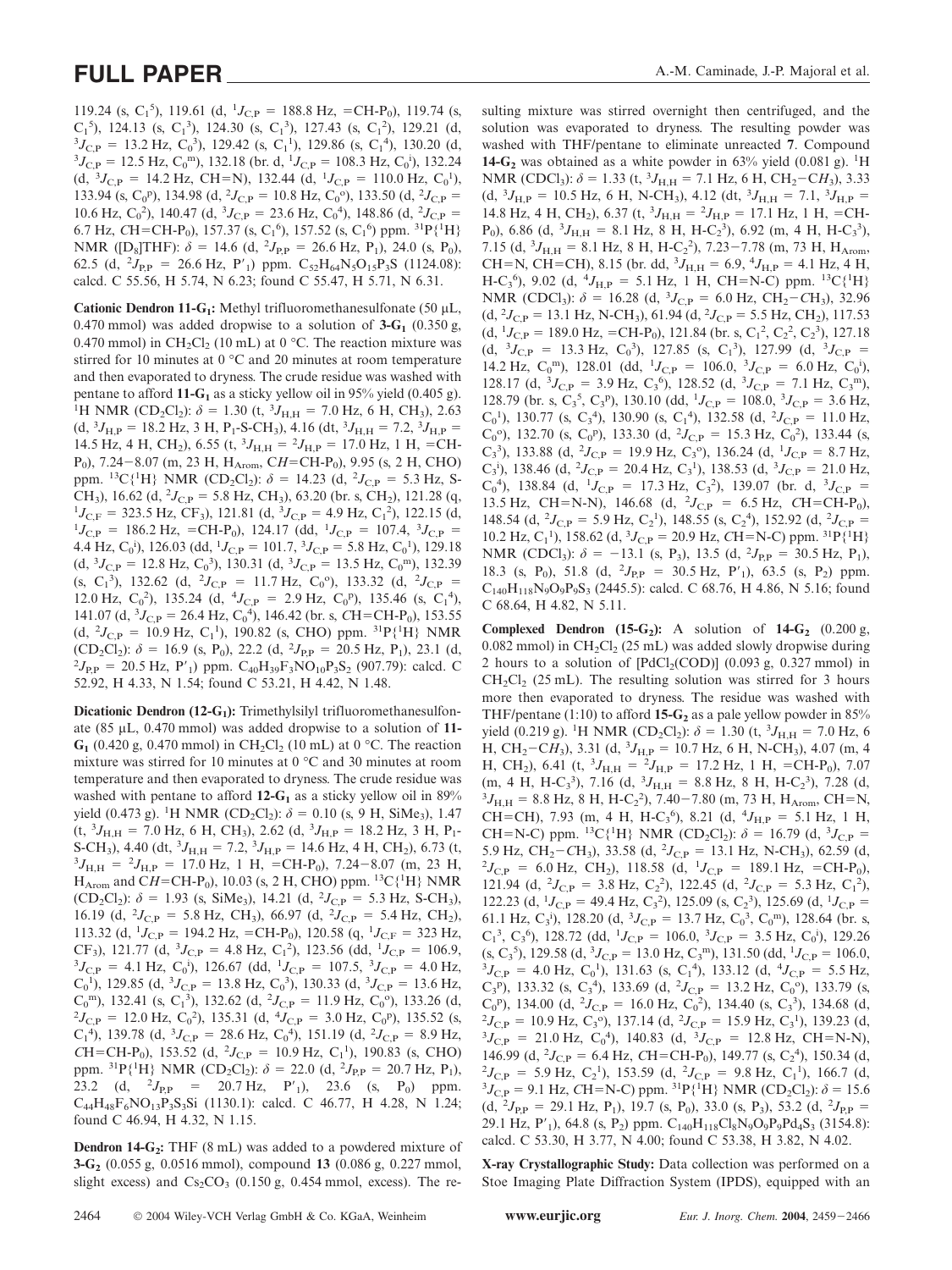119.24 (s, $C_1^5$), 119.61 (d, $^1J_{C,P}$ = 188.8 Hz, =CH-$P_0$), 119.74 (s, $C_1^5$), 124.13 (s, $C_1^3$), 124.30 (s, $C_1^3$), 127.43 (s, $C_1^2$), 129.21 (d, $^3J_{C,P}$ = 13.2 Hz, $C_0^3$), 129.42 (s, $C_1^1$), 129.86 (s, $C_1^4$), 130.20 (d, $^3J_{C,P}$ = 12.5 Hz, $C_0^m$), 132.18 (br. d, $^1J_{C,P}$ = 108.3 Hz, $C_0^i$), 132.24 (d, $^3J_{C,P}$ = 14.2 Hz, CH=N), 132.44 (d, $^1J_{C,P}$ = 110.0 Hz, $C_0^1$), 133.94 (s, $C_0^p$), 134.98 (d, $^2J_{C,P}$ = 10.8 Hz, $C_0^o$), 133.50 (d, $^2J_{C,P}$ = 10.6 Hz, $C_0^2$), 140.47 (d, $^3J_{C,P}$ = 23.6 Hz, $C_0^4$), 148.86 (d, $^2J_{C,P}$ = 6.7 Hz, *C*H=CH-$P_0$), 157.37 (s, $C_1^6$), 157.52 (s, $C_1^6$) ppm. $^{31}P\{^1H\}$ NMR ([$D_8$]THF): $\delta$ = 14.6 (d, $^2J_{P,P}$ = 26.6 Hz, $P_1$), 24.0 (s, $P_0$), 62.5 (d, $^2J_{P,P}$ = 26.6 Hz, $P'_1$) ppm. $C_{52}H_{64}N_5O_{15}P_3S$ (1124.08): calcd. C 55.56, H 5.74, N 6.23; found C 55.47, H 5.71, N 6.31.

**Cationic Dendron 11-$G_1$:** Methyl trifluoromethanesulfonate (50 µL, 0.470 mmol) was added dropwise to a solution of **3-$G_1$** (0.350 g, 0.470 mmol) in $CH_2Cl_2$ (10 mL) at 0 °C. The reaction mixture was stirred for 10 minutes at 0 °C and 20 minutes at room temperature and then evaporated to dryness. The crude residue was washed with pentane to afford **11-$G_1$** as a sticky yellow oil in 95% yield (0.405 g). $^1H$ NMR ($CD_2Cl_2$): $\delta$ = 1.30 (t, $^3J_{H,H}$ = 7.0 Hz, 6 H, $CH_3$), 2.63 (d, $^3J_{H,P}$ = 18.2 Hz, 3 H, $P_1$-S-$CH_3$), 4.16 (dt, $^3J_{H,H}$ = 7.2, $^3J_{H,P}$ = 14.5 Hz, 4 H, $CH_2$), 6.55 (t, $^3J_{H,H}$ = $^2J_{H,P}$ = 17.0 Hz, 1 H, =CH-$P_0$), 7.24−8.07 (m, 23 H, $H_{Arom}$, *C*H=CH-$P_0$), 9.95 (s, 2 H, CHO) ppm. $^{13}C\{^1H\}$ NMR ($CD_2Cl_2$): $\delta$ = 14.23 (d, $^2J_{C,P}$ = 5.3 Hz, S-$CH_3$), 16.62 (d, $^2J_{C,P}$ = 5.8 Hz, $CH_3$), 63.20 (br. s, $CH_2$), 121.28 (q, $^1J_{C,F}$ = 323.5 Hz, $CF_3$), 121.81 (d, $^3J_{C,P}$ = 4.9 Hz, $C_1^2$), 122.15 (d, $^1J_{C,P}$ = 186.2 Hz, =CH-$P_0$), 124.17 (dd, $^1J_{C,P}$ = 107.4, $^3J_{C,P}$ = 4.4 Hz, $C_0^i$), 126.03 (dd, $^1J_{C,P}$ = 101.7, $^3J_{C,P}$ = 5.8 Hz, $C_0^1$), 129.18 (d, $^3J_{C,P}$ = 12.8 Hz, $C_0^3$), 130.31 (d, $^3J_{C,P}$ = 13.5 Hz, $C_0^m$), 132.39 (s, $C_1^3$), 132.62 (d, $^2J_{C,P}$ = 11.7 Hz, $C_0^o$), 133.32 (d, $^2J_{C,P}$ = 12.0 Hz, $C_0^2$), 135.24 (d, $^4J_{C,P}$ = 2.9 Hz, $C_0^p$), 135.46 (s, $C_1^4$), 141.07 (d, $^3J_{C,P}$ = 26.4 Hz, $C_0^4$), 146.42 (br. s, *C*H=CH-$P_0$), 153.55 (d, $^2J_{C,P}$ = 10.9 Hz, $C_1^1$), 190.82 (s, CHO) ppm. $^{31}P\{^1H\}$ NMR ($CD_2Cl_2$): $\delta$ = 16.9 (s, $P_0$), 22.2 (d, $^2J_{P,P}$ = 20.5 Hz, $P_1$), 23.1 (d, $^2J_{P,P}$ = 20.5 Hz, $P'_1$) ppm. $C_{40}H_{39}F_3NO_{10}P_3S_2$ (907.79): calcd. C 52.92, H 4.33, N 1.54; found C 53.21, H 4.42, N 1.48.

**Dicationic Dendron (12-$G_1$):** Trimethylsilyl trifluoromethanesulfonate (85 µL, 0.470 mmol) was added dropwise to a solution of **11-$G_1$** (0.420 g, 0.470 mmol) in $CH_2Cl_2$ (10 mL) at 0 °C. The reaction mixture was stirred for 10 minutes at 0 °C and 30 minutes at room temperature and then evaporated to dryness. The crude residue was washed with pentane to afford **12-$G_1$** as a sticky yellow oil in 89% yield (0.473 g). $^1H$ NMR ($CD_2Cl_2$): $\delta$ = 0.10 (s, 9 H, $SiMe_3$), 1.47 (t, $^3J_{H,H}$ = 7.0 Hz, 6 H, $CH_3$), 2.62 (d, $^3J_{H,P}$ = 18.2 Hz, 3 H, $P_1$-S-$CH_3$), 4.40 (dt, $^3J_{H,H}$ = 7.2, $^3J_{H,P}$ = 14.6 Hz, 4 H, $CH_2$), 6.73 (t, $^3J_{H,H}$ = $^2J_{H,P}$ = 17.0 Hz, 1 H, =CH-$P_0$), 7.24−8.07 (m, 23 H, $H_{Arom}$ and *C*H=CH-$P_0$), 10.03 (s, 2 H, CHO) ppm. $^{13}C\{^1H\}$ NMR ($CD_2Cl_2$): $\delta$ = 1.93 (s, $SiMe_3$), 14.21 (d, $^2J_{C,P}$ = 5.3 Hz, S-$CH_3$), 16.19 (d, $^2J_{C,P}$ = 5.8 Hz, $CH_3$), 66.97 (d, $^2J_{C,P}$ = 5.4 Hz, $CH_2$), 113.32 (d, $^1J_{C,P}$ = 194.2 Hz, =CH-$P_0$), 120.58 (q, $^1J_{C,F}$ = 323 Hz, $CF_3$), 121.77 (d, $^3J_{C,P}$ = 4.8 Hz, $C_1^2$), 123.56 (dd, $^1J_{C,P}$ = 106.9, $^3J_{C,P}$ = 4.1 Hz, $C_0^i$), 126.67 (dd, $^1J_{C,P}$ = 107.5, $^3J_{C,P}$ = 4.0 Hz, $C_0^1$), 129.85 (d, $^3J_{C,P}$ = 13.8 Hz, $C_0^3$), 130.33 (d, $^3J_{C,P}$ = 13.6 Hz, $C_0^m$), 132.41 (s, $C_1^3$), 132.62 (d, $^2J_{C,P}$ = 11.9 Hz, $C_0^o$), 133.26 (d, $^2J_{C,P}$ = 12.0 Hz, $C_0^2$), 135.31 (d, $^4J_{C,P}$ = 3.0 Hz, $C_0^p$), 135.52 (s, $C_1^4$), 139.78 (d, $^3J_{C,P}$ = 28.6 Hz, $C_0^4$), 151.19 (d, $^2J_{C,P}$ = 8.9 Hz, *C*H=CH-$P_0$), 153.52 (d, $^2J_{C,P}$ = 10.9 Hz, $C_1^1$), 190.83 (s, CHO) ppm. $^{31}P\{^1H\}$ NMR ($CD_2Cl_2$): $\delta$ = 22.0 (d, $^2J_{P,P}$ = 20.7 Hz, $P_1$), 23.2 (d, $^2J_{P,P}$ = 20.7 Hz, $P'_1$), 23.6 (s, $P_0$) ppm. $C_{44}H_{48}F_6NO_{13}P_3S_3Si$ (1130.1): calcd. C 46.77, H 4.28, N 1.24; found C 46.94, H 4.32, N 1.15.

**Dendron 14-$G_2$:** THF (8 mL) was added to a powdered mixture of **3-$G_2$** (0.055 g, 0.0516 mmol), compound **13** (0.086 g, 0.227 mmol, slight excess) and $Cs_2CO_3$ (0.150 g, 0.454 mmol, excess). The resulting mixture was stirred overnight then centrifuged, and the solution was evaporated to dryness. The resulting powder was washed with THF/pentane to eliminate unreacted **7**. Compound **14-$G_2$** was obtained as a white powder in 63% yield (0.081 g). $^1H$ NMR ($CDCl_3$): $\delta$ = 1.33 (t, $^3J_{H,H}$ = 7.1 Hz, 6 H, $CH_2-CH_3$), 3.33 (d, $^3J_{H,P}$ = 10.5 Hz, 6 H, N-$CH_3$), 4.12 (dt, $^3J_{H,H}$ = 7.1, $^3J_{H,P}$ = 14.8 Hz, 4 H, $CH_2$), 6.37 (t, $^3J_{H,H}$ = $^2J_{H,P}$ = 17.1 Hz, 1 H, =CH-$P_0$), 6.86 (d, $^3J_{H,H}$ = 8.1 Hz, 8 H, H-$C_2^3$), 6.92 (m, 4 H, H-$C_3^3$), 7.15 (d, $^3J_{H,H}$ = 8.1 Hz, 8 H, H-$C_2^2$), 7.23−7.78 (m, 73 H, $H_{Arom}$, CH=N, CH=CH), 8.15 (br. dd, $^3J_{H,H}$ = 6.9, $^4J_{H,P}$ = 4.1 Hz, 4 H, H-$C_3^6$), 9.02 (d, $^4J_{H,P}$ = 5.1 Hz, 1 H, CH=N-C) ppm. $^{13}C\{^1H\}$ NMR ($CDCl_3$): $\delta$ = 16.28 (d, $^3J_{C,P}$ = 6.0 Hz, $CH_2-CH_3$), 32.96 (d, $^2J_{C,P}$ = 13.1 Hz, N-$CH_3$), 61.94 (d, $^2J_{C,P}$ = 5.5 Hz, $CH_2$), 117.53 (d, $^1J_{C,P}$ = 189.0 Hz, =CH-$P_0$), 121.84 (br. s, $C_1^2$, $C_2^2$, $C_2^3$), 127.18 (d, $^3J_{C,P}$ = 13.3 Hz, $C_0^3$), 127.85 (s, $C_1^3$), 127.99 (d, $^3J_{C,P}$ = 14.2 Hz, $C_0^m$), 128.01 (dd, $^1J_{C,P}$ = 106.0, $^3J_{C,P}$ = 6.0 Hz, $C_0^i$), 128.17 (d, $^3J_{C,P}$ = 3.9 Hz, $C_3^6$), 128.52 (d, $^3J_{C,P}$ = 7.1 Hz, $C_3^m$), 128.79 (br. s, $C_3^5$, $C_3^p$), 130.10 (dd, $^1J_{C,P}$ = 108.0, $^3J_{C,P}$ = 3.6 Hz, $C_0^1$), 130.77 (s, $C_3^4$), 130.90 (s, $C_1^4$), 132.58 (d, $^2J_{C,P}$ = 11.0 Hz, $C_0^o$), 132.70 (s, $C_0^p$), 133.30 (d, $^2J_{C,P}$ = 15.3 Hz, $C_0^2$), 133.44 (s, $C_3^3$), 133.88 (d, $^2J_{C,P}$ = 19.9 Hz, $C_3^o$), 136.24 (d, $^1J_{C,P}$ = 8.7 Hz, $C_3^i$), 138.46 (d, $^2J_{C,P}$ = 20.4 Hz, $C_3^1$), 138.53 (d, $^3J_{C,P}$ = 21.0 Hz, $C_0^4$), 138.84 (d, $^1J_{C,P}$ = 17.3 Hz, $C_3^2$), 139.07 (br. d, $^3J_{C,P}$ = 13.5 Hz, CH=N-N), 146.68 (d, $^2J_{C,P}$ = 6.5 Hz, *C*H=CH-$P_0$), 148.54 (d, $^2J_{C,P}$ = 5.9 Hz, $C_2^1$), 148.55 (s, $C_2^4$), 152.92 (d, $^2J_{C,P}$ = 10.2 Hz, $C_1^1$), 158.62 (d, $^3J_{C,P}$ = 20.9 Hz, *C*H=N-C) ppm. $^{31}P\{^1H\}$ NMR ($CDCl_3$): $\delta$ = −13.1 (s, $P_3$), 13.5 (d, $^2J_{P,P}$ = 30.5 Hz, $P_1$), 18.3 (s, $P_0$), 51.8 (d, $^2J_{P,P}$ = 30.5 Hz, $P'_1$), 63.5 (s, $P_2$) ppm. $C_{140}H_{118}N_9O_9P_9S_3$ (2445.5): calcd. C 68.76, H 4.86, N 5.16; found C 68.64, H 4.82, N 5.11.

**Complexed Dendron (15-$G_2$):** A solution of **14-$G_2$** (0.200 g, 0.082 mmol) in $CH_2Cl_2$ (25 mL) was added slowly dropwise during 2 hours to a solution of [$PdCl_2$(COD)] (0.093 g, 0.327 mmol) in $CH_2Cl_2$ (25 mL). The resulting solution was stirred for 3 hours more then evaporated to dryness. The residue was washed with THF/pentane (1:10) to afford **15-$G_2$** as a pale yellow powder in 85% yield (0.219 g). $^1H$ NMR ($CD_2Cl_2$): $\delta$ = 1.30 (t, $^3J_{H,H}$ = 7.0 Hz, 6 H, $CH_2-CH_3$), 3.31 (d, $^3J_{H,P}$ = 10.7 Hz, 6 H, N-$CH_3$), 4.07 (m, 4 H, $CH_2$), 6.41 (t, $^3J_{H,H}$ = $^2J_{H,P}$ = 17.2 Hz, 1 H, =CH-$P_0$), 7.07 (m, 4 H, H-$C_3^3$), 7.16 (d, $^3J_{H,H}$ = 8.8 Hz, 8 H, H-$C_2^3$), 7.28 (d, $^3J_{H,H}$ = 8.8 Hz, 8 H, H-$C_2^2$), 7.40−7.80 (m, 73 H, $H_{Arom}$, CH=N, CH=CH), 7.93 (m, 4 H, H-$C_3^6$), 8.21 (d, $^4J_{H,P}$ = 5.1 Hz, 1 H, CH=N-C) ppm. $^{13}C\{^1H\}$ NMR ($CD_2Cl_2$): $\delta$ = 16.79 (d, $^3J_{C,P}$ = 5.9 Hz, $CH_2-CH_3$), 33.58 (d, $^2J_{C,P}$ = 13.1 Hz, N-$CH_3$), 62.59 (d, $^2J_{C,P}$ = 6.0 Hz, $CH_2$), 118.58 (d, $^1J_{C,P}$ = 189.1 Hz, =CH-$P_0$), 121.94 (d, $^2J_{C,P}$ = 3.8 Hz, $C_2^2$), 122.45 (d, $^2J_{C,P}$ = 5.3 Hz, $C_1^2$), 122.23 (d, $^1J_{C,P}$ = 49.4 Hz, $C_3^2$), 125.09 (s, $C_2^3$), 125.69 (d, $^1J_{C,P}$ = 61.1 Hz, $C_3^i$), 128.20 (d, $^3J_{C,P}$ = 13.7 Hz, $C_0^3$, $C_0^m$), 128.64 (br. s, $C_1^3$, $C_3^6$), 128.72 (dd, $^1J_{C,P}$ = 106.0, $^3J_{C,P}$ = 3.5 Hz, $C_0^i$), 129.26 (s, $C_3^5$), 129.58 (d, $^3J_{C,P}$ = 13.0 Hz, $C_3^m$), 131.50 (dd, $^1J_{C,P}$ = 106.0, $^3J_{C,P}$ = 4.0 Hz, $C_0^1$), 131.63 (s, $C_1^4$), 133.12 (d, $^4J_{C,P}$ = 5.5 Hz, $C_3^p$), 133.32 (s, $C_3^4$), 133.69 (d, $^2J_{C,P}$ = 13.2 Hz, $C_0^o$), 133.79 (s, $C_0^p$), 134.00 (d, $^2J_{C,P}$ = 16.0 Hz, $C_0^2$), 134.40 (s, $C_3^3$), 134.68 (d, $^2J_{C,P}$ = 10.9 Hz, $C_3^o$), 137.14 (d, $^2J_{C,P}$ = 15.9 Hz, $C_3^1$), 139.23 (d, $^3J_{C,P}$ = 21.0 Hz, $C_0^4$), 140.83 (d, $^3J_{C,P}$ = 12.8 Hz, CH=N-N), 146.99 (d, $^2J_{C,P}$ = 6.4 Hz, *C*H=CH-$P_0$), 149.77 (s, $C_2^4$), 150.34 (d, $^2J_{C,P}$ = 5.9 Hz, $C_2^1$), 153.59 (d, $^2J_{C,P}$ = 9.8 Hz, $C_1^1$), 166.7 (d, $^3J_{C,P}$ = 9.1 Hz, *C*H=N-C) ppm. $^{31}P\{^1H\}$ NMR ($CD_2Cl_2$): $\delta$ = 15.6 (d, $^2J_{P,P}$ = 29.1 Hz, $P_1$), 19.7 (s, $P_0$), 33.0 (s, $P_3$), 53.2 (d, $^2J_{P,P}$ = 29.1 Hz, $P'_1$), 64.8 (s, $P_2$) ppm. $C_{140}H_{118}Cl_8N_9O_9P_9Pd_4S_3$ (3154.8): calcd. C 53.30, H 3.77, N 4.00; found C 53.38, H 3.82, N 4.02.

**X-ray Crystallographic Study:** Data collection was performed on a Stoe Imaging Plate Diffraction System (IPDS), equipped with an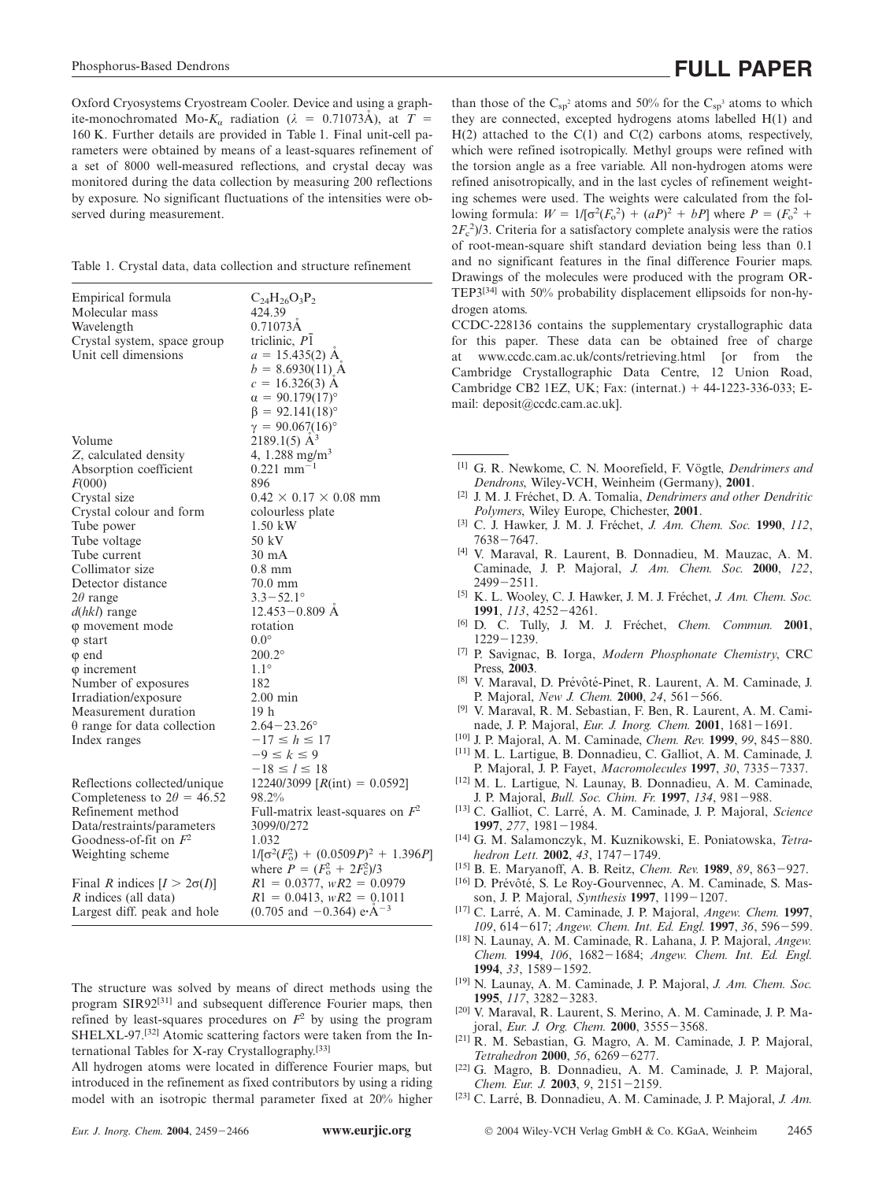Oxford Cryosystems Cryostream Cooler. Device and using a graphite-monochromated Mo-$K_\alpha$ radiation ($\lambda$ = 0.71073Å), at $T$ = 160 K. Further details are provided in Table 1. Final unit-cell parameters were obtained by means of a least-squares refinement of a set of 8000 well-measured reflections, and crystal decay was monitored during the data collection by measuring 200 reflections by exposure. No significant fluctuations of the intensities were observed during measurement.

Table 1. Crystal data, data collection and structure refinement

| | |
|---|---|
| Empirical formula | $C_{24}H_{26}O_3P_2$ |
| Molecular mass | 424.39 |
| Wavelength | 0.71073Å |
| Crystal system, space group | triclinic, $P\bar{1}$ |
| Unit cell dimensions | $a$ = 15.435(2) Å |
| | $b$ = 8.6930(11) Å |
| | $c$ = 16.326(3) Å |
| | $\alpha$ = 90.179(17)° |
| | $\beta$ = 92.141(18)° |
| | $\gamma$ = 90.067(16)° |
| Volume | 2189.1(5) Å$^3$ |
| $Z$, calculated density | 4, 1.288 mg/m$^3$ |
| Absorption coefficient | 0.221 mm$^{-1}$ |
| $F$(000) | 896 |
| Crystal size | 0.42 × 0.17 × 0.08 mm |
| Crystal colour and form | colourless plate |
| Tube power | 1.50 kW |
| Tube voltage | 50 kV |
| Tube current | 30 mA |
| Collimator size | 0.8 mm |
| Detector distance | 70.0 mm |
| 2$\theta$ range | 3.3−52.1° |
| $d(hkl)$ range | 12.453−0.809 Å |
| φ movement mode | rotation |
| φ start | 0.0° |
| φ end | 200.2° |
| φ increment | 1.1° |
| Number of exposures | 182 |
| Irradiation/exposure | 2.00 min |
| Measurement duration | 19 h |
| θ range for data collection | 2.64−23.26° |
| Index ranges | $-17 \le h \le 17$ |
| | $-9 \le k \le 9$ |
| | $-18 \le l \le 18$ |
| Reflections collected/unique | 12240/3099 [$R$(int) = 0.0592] |
| Completeness to 2$\theta$ = 46.52 | 98.2% |
| Refinement method | Full-matrix least-squares on $F^2$ |
| Data/restraints/parameters | 3099/0/272 |
| Goodness-of-fit on $F^2$ | 1.032 |
| Weighting scheme | $1/[\sigma^2(F_o^2) + (0.0509P)^2 + 1.396P]$ where $P = (F_o^2 + 2F_c^2)/3$ |
| Final $R$ indices [$I > 2\sigma(I)$] | $R1$ = 0.0377, $wR2$ = 0.0979 |
| $R$ indices (all data) | $R1$ = 0.0413, $wR2$ = 0.1011 |
| Largest diff. peak and hole | (0.705 and −0.364) e·Å$^{-3}$ |

The structure was solved by means of direct methods using the program SIR92[31] and subsequent difference Fourier maps, then refined by least-squares procedures on $F^2$ by using the program SHELXL-97.[32] Atomic scattering factors were taken from the International Tables for X-ray Crystallography.[33]

All hydrogen atoms were located in difference Fourier maps, but introduced in the refinement as fixed contributors by using a riding model with an isotropic thermal parameter fixed at 20% higher than those of the $C_{sp^2}$ atoms and 50% for the $C_{sp^3}$ atoms to which they are connected, excepted hydrogens atoms labelled H(1) and H(2) attached to the C(1) and C(2) carbons atoms, respectively, which were refined isotropically. Methyl groups were refined with the torsion angle as a free variable. All non-hydrogen atoms were refined anisotropically, and in the last cycles of refinement weighting schemes were used. The weights were calculated from the following formula: $W = 1/[\sigma^2(F_o^2) + (aP)^2 + bP]$ where $P = (F_o^2 + 2F_c^2)/3$. Criteria for a satisfactory complete analysis were the ratios of root-mean-square shift standard deviation being less than 0.1 and no significant features in the final difference Fourier maps. Drawings of the molecules were produced with the program ORTEP3[34] with 50% probability displacement ellipsoids for non-hydrogen atoms.

CCDC-228136 contains the supplementary crystallographic data for this paper. These data can be obtained free of charge at www.ccdc.cam.ac.uk/conts/retrieving.html [or from the Cambridge Crystallographic Data Centre, 12 Union Road, Cambridge CB2 1EZ, UK; Fax: (internat.) + 44-1223-336-033; E-mail: deposit@ccdc.cam.ac.uk].

---

[1] G. R. Newkome, C. N. Moorefield, F. Vögtle, *Dendrimers and Dendrons*, Wiley-VCH, Weinheim (Germany), **2001**.

[2] J. M. J. Fréchet, D. A. Tomalia, *Dendrimers and other Dendritic Polymers*, Wiley Europe, Chichester, **2001**.

[3] C. J. Hawker, J. M. J. Fréchet, *J. Am. Chem. Soc.* **1990**, *112*, 7638−7647.

[4] V. Maraval, R. Laurent, B. Donnadieu, M. Mauzac, A. M. Caminade, J. P. Majoral, *J. Am. Chem. Soc.* **2000**, *122*, 2499−2511.

[5] K. L. Wooley, C. J. Hawker, J. M. J. Fréchet, *J. Am. Chem. Soc.* **1991**, *113*, 4252−4261.

[6] D. C. Tully, J. M. J. Fréchet, *Chem. Commun.* **2001**, 1229−1239.

[7] P. Savignac, B. Iorga, *Modern Phosphonate Chemistry*, CRC Press, **2003**.

[8] V. Maraval, D. Prévôté-Pinet, R. Laurent, A. M. Caminade, J. P. Majoral, *New J. Chem.* **2000**, *24*, 561−566.

[9] V. Maraval, R. M. Sebastian, F. Ben, R. Laurent, A. M. Caminade, J. P. Majoral, *Eur. J. Inorg. Chem.* **2001**, 1681−1691.

[10] J. P. Majoral, A. M. Caminade, *Chem. Rev.* **1999**, *99*, 845−880.

[11] M. L. Lartigue, B. Donnadieu, C. Galliot, A. M. Caminade, J. P. Majoral, J. P. Fayet, *Macromolecules* **1997**, *30*, 7335−7337.

[12] M. L. Lartigue, N. Launay, B. Donnadieu, A. M. Caminade, J. P. Majoral, *Bull. Soc. Chim. Fr.* **1997**, *134*, 981−988.

[13] C. Galliot, C. Larré, A. M. Caminade, J. P. Majoral, *Science* **1997**, *277*, 1981−1984.

[14] G. M. Salamonczyk, M. Kuznikowski, E. Poniatowska, *Tetrahedron Lett.* **2002**, *43*, 1747−1749.

[15] B. E. Maryanoff, A. B. Reitz, *Chem. Rev.* **1989**, *89*, 863−927.

[16] D. Prévôté, S. Le Roy-Gourvennec, A. M. Caminade, S. Masson, J. P. Majoral, *Synthesis* **1997**, 1199−1207.

[17] C. Larré, A. M. Caminade, J. P. Majoral, *Angew. Chem.* **1997**, *109*, 614−617; *Angew. Chem. Int. Ed. Engl.* **1997**, *36*, 596−599.

[18] N. Launay, A. M. Caminade, R. Lahana, J. P. Majoral, *Angew. Chem.* **1994**, *106*, 1682−1684; *Angew. Chem. Int. Ed. Engl.* **1994**, *33*, 1589−1592.

[19] N. Launay, A. M. Caminade, J. P. Majoral, *J. Am. Chem. Soc.* **1995**, *117*, 3282−3283.

[20] V. Maraval, R. Laurent, S. Merino, A. M. Caminade, J. P. Majoral, *Eur. J. Org. Chem.* **2000**, 3555−3568.

[21] R. M. Sebastian, G. Magro, A. M. Caminade, J. P. Majoral, *Tetrahedron* **2000**, *56*, 6269−6277.

[22] G. Magro, B. Donnadieu, A. M. Caminade, J. P. Majoral, *Chem. Eur. J.* **2003**, *9*, 2151−2159.

[23] C. Larré, B. Donnadieu, A. M. Caminade, J. P. Majoral, *J. Am.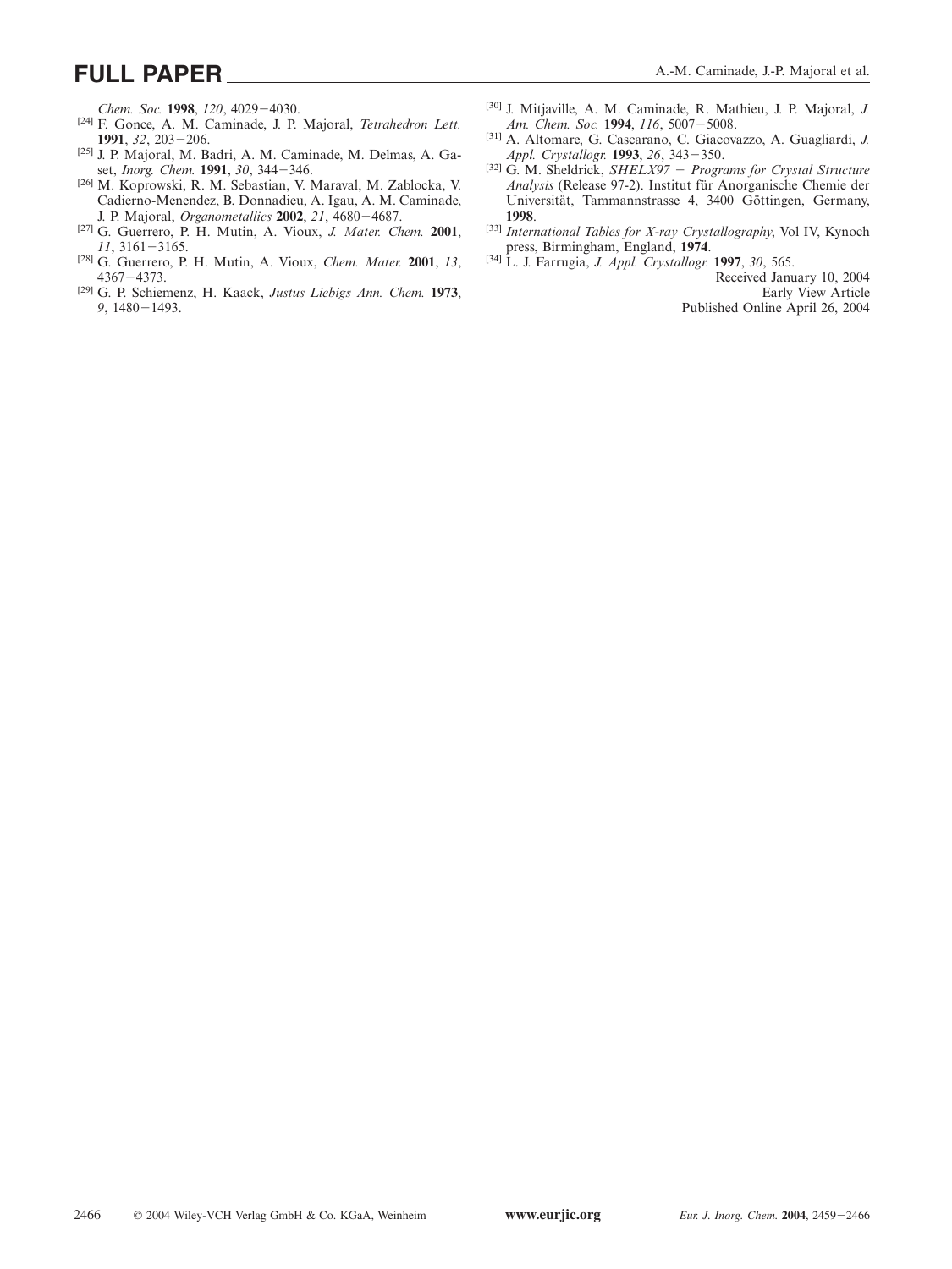Chem. Soc.* **1998**, *120*, 4029−4030.

[24] F. Gonce, A. M. Caminade, J. P. Majoral, *Tetrahedron Lett.* **1991**, *32*, 203−206.

[25] J. P. Majoral, M. Badri, A. M. Caminade, M. Delmas, A. Gaset, *Inorg. Chem.* **1991**, *30*, 344−346.

[26] M. Koprowski, R. M. Sebastian, V. Maraval, M. Zablocka, V. Cadierno-Menendez, B. Donnadieu, A. Igau, A. M. Caminade, J. P. Majoral, *Organometallics* **2002**, *21*, 4680−4687.

[27] G. Guerrero, P. H. Mutin, A. Vioux, *J. Mater. Chem.* **2001**, *11*, 3161−3165.

[28] G. Guerrero, P. H. Mutin, A. Vioux, *Chem. Mater.* **2001**, *13*, 4367−4373.

[29] G. P. Schiemenz, H. Kaack, *Justus Liebigs Ann. Chem.* **1973**, *9*, 1480−1493.

[30] J. Mitjaville, A. M. Caminade, R. Mathieu, J. P. Majoral, *J. Am. Chem. Soc.* **1994**, *116*, 5007−5008.

[31] A. Altomare, G. Cascarano, C. Giacovazzo, A. Guagliardi, *J. Appl. Crystallogr.* **1993**, *26*, 343−350.

[32] G. M. Sheldrick, *SHELX97 − Programs for Crystal Structure Analysis* (Release 97-2). Institut für Anorganische Chemie der Universität, Tammannstrasse 4, 3400 Göttingen, Germany, **1998**.

[33] *International Tables for X-ray Crystallography*, Vol IV, Kynoch press, Birmingham, England, **1974**.

[34] L. J. Farrugia, *J. Appl. Crystallogr.* **1997**, *30*, 565.

Received January 10, 2004
Early View Article
Published Online April 26, 2004